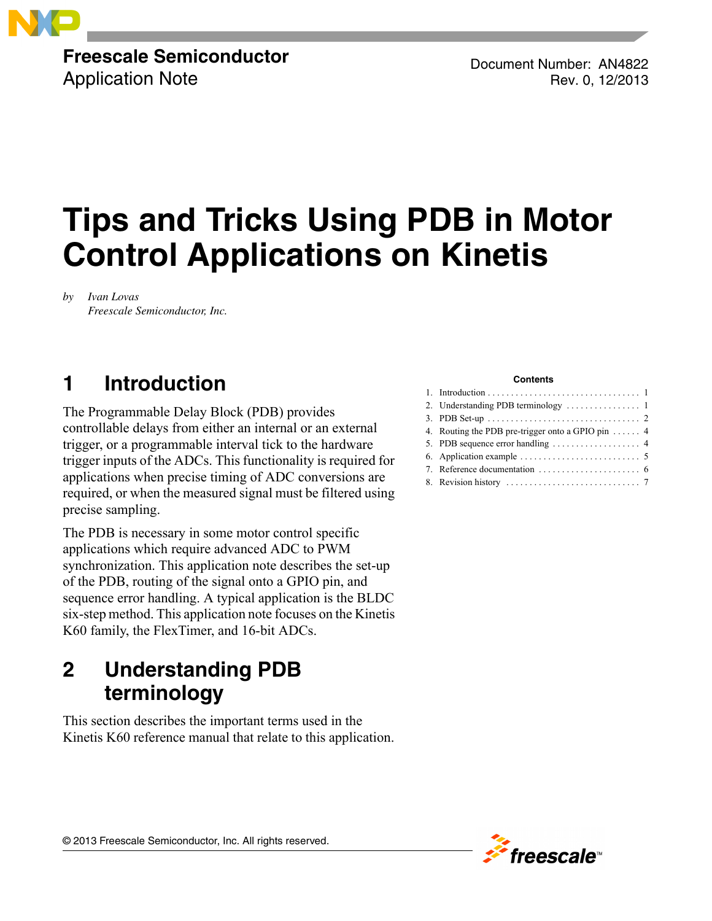**Freescale Semiconductor**
Application Note

Document Number: AN4822
Rev. 0, 12/2013

# Tips and Tricks Using PDB in Motor Control Applications on Kinetis

*by Ivan Lovas*
*Freescale Semiconductor, Inc.*

**Contents**

1. Introduction . . . . . . . . . . 1
2. Understanding PDB terminology . . . . . . . . . . 1
3. PDB Set-up . . . . . . . . . . 2
4. Routing the PDB pre-trigger onto a GPIO pin . . . . . . . . . . 4
5. PDB sequence error handling . . . . . . . . . . 4
6. Application example . . . . . . . . . . 5
7. Reference documentation . . . . . . . . . . 6
8. Revision history . . . . . . . . . . 7

## 1 Introduction

The Programmable Delay Block (PDB) provides controllable delays from either an internal or an external trigger, or a programmable interval tick to the hardware trigger inputs of the ADCs. This functionality is required for applications when precise timing of ADC conversions are required, or when the measured signal must be filtered using precise sampling.

The PDB is necessary in some motor control specific applications which require advanced ADC to PWM synchronization. This application note describes the set-up of the PDB, routing of the signal onto a GPIO pin, and sequence error handling. A typical application is the BLDC six-step method. This application note focuses on the Kinetis K60 family, the FlexTimer, and 16-bit ADCs.

## 2 Understanding PDB terminology

This section describes the important terms used in the Kinetis K60 reference manual that relate to this application.

© 2013 Freescale Semiconductor, Inc. All rights reserved.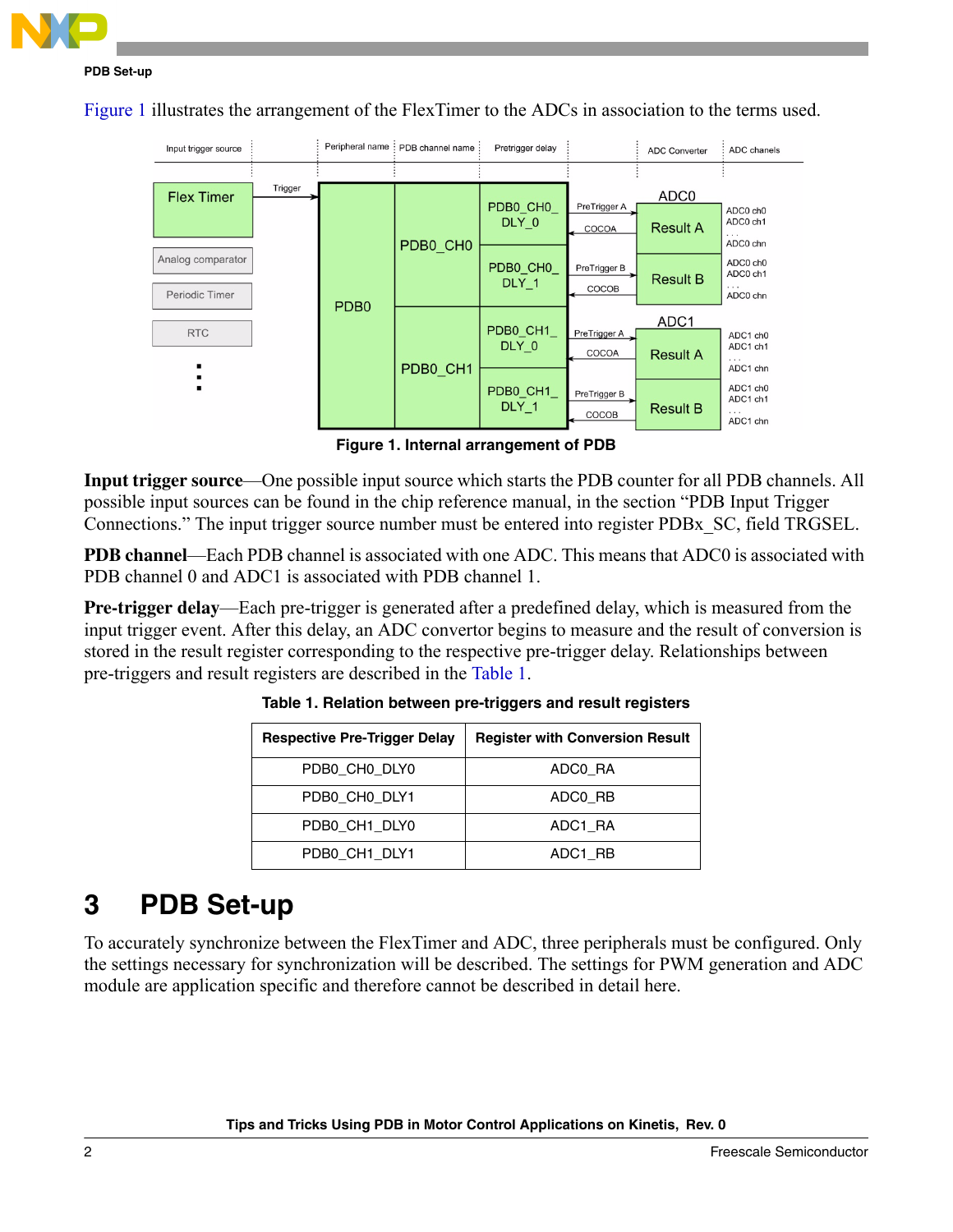Figure 1 illustrates the arrangement of the FlexTimer to the ADCs in association to the terms used.

Figure 1. Internal arrangement of PDB

**Input trigger source**—One possible input source which starts the PDB counter for all PDB channels. All possible input sources can be found in the chip reference manual, in the section “PDB Input Trigger Connections.” The input trigger source number must be entered into register PDBx_SC, field TRGSEL.

**PDB channel**—Each PDB channel is associated with one ADC. This means that ADC0 is associated with PDB channel 0 and ADC1 is associated with PDB channel 1.

**Pre-trigger delay**—Each pre-trigger is generated after a predefined delay, which is measured from the input trigger event. After this delay, an ADC convertor begins to measure and the result of conversion is stored in the result register corresponding to the respective pre-trigger delay. Relationships between pre-triggers and result registers are described in the Table 1.

**Table 1. Relation between pre-triggers and result registers**

| Respective Pre-Trigger Delay | Register with Conversion Result |
|---|---|
| PDB0_CH0_DLY0 | ADC0_RA |
| PDB0_CH0_DLY1 | ADC0_RB |
| PDB0_CH1_DLY0 | ADC1_RA |
| PDB0_CH1_DLY1 | ADC1_RB |

# 3 PDB Set-up

To accurately synchronize between the FlexTimer and ADC, three peripherals must be configured. Only the settings necessary for synchronization will be described. The settings for PWM generation and ADC module are application specific and therefore cannot be described in detail here.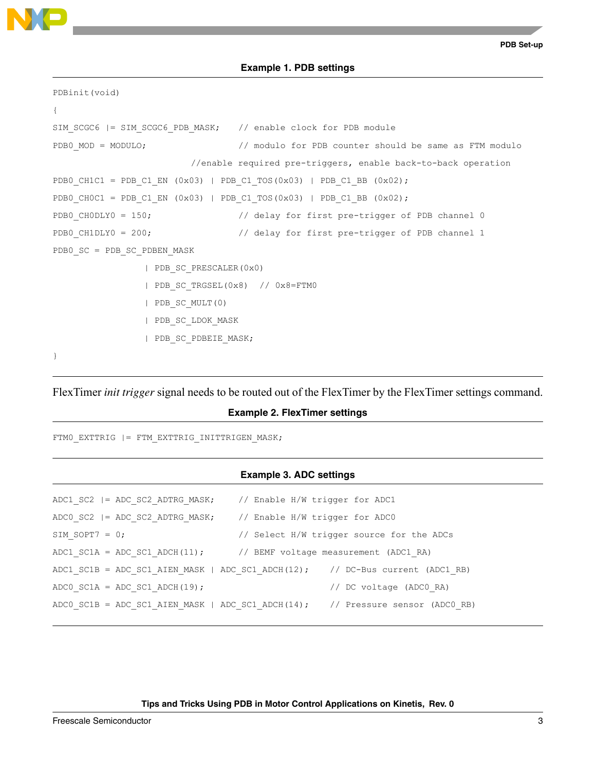**Example 1. PDB settings**

```
PDBinit(void)
{
SIM_SCGC6 |= SIM_SCGC6_PDB_MASK;    // enable clock for PDB module
PDB0_MOD = MODULO;                  // modulo for PDB counter should be same as FTM modulo
                    //enable required pre-triggers, enable back-to-back operation
PDB0_CH1C1 = PDB_C1_EN (0x03) | PDB_C1_TOS(0x03) | PDB_C1_BB (0x02);
PDB0_CH0C1 = PDB_C1_EN (0x03) | PDB_C1_TOS(0x03) | PDB_C1_BB (0x02);
PDB0_CH0DLY0 = 150;                 // delay for first pre-trigger of PDB channel 0
PDB0_CH1DLY0 = 200;                 // delay for first pre-trigger of PDB channel 1
PDB0_SC = PDB_SC_PDBEN_MASK
             | PDB_SC_PRESCALER(0x0)
             | PDB_SC_TRGSEL(0x8)  // 0x8=FTM0
             | PDB_SC_MULT(0)
             | PDB_SC_LDOK_MASK
             | PDB_SC_PDBEIE_MASK;
}
```

FlexTimer *init trigger* signal needs to be routed out of the FlexTimer by the FlexTimer settings command.

**Example 2. FlexTimer settings**

```
FTM0_EXTTRIG |= FTM_EXTTRIG_INITTRIGEN_MASK;
```

**Example 3. ADC settings**

```
ADC1_SC2 |= ADC_SC2_ADTRG_MASK;     // Enable H/W trigger for ADC1
ADC0_SC2 |= ADC_SC2_ADTRG_MASK;     // Enable H/W trigger for ADC0
SIM_SOPT7 = 0;                      // Select H/W trigger source for the ADCs
ADC1_SC1A = ADC_SC1_ADCH(11);       // BEMF voltage measurement (ADC1_RA)
ADC1_SC1B = ADC_SC1_AIEN_MASK | ADC_SC1_ADCH(12);   // DC-Bus current (ADC1_RB)
ADC0_SC1A = ADC_SC1_ADCH(19);                       // DC voltage (ADC0_RA)
ADC0_SC1B = ADC_SC1_AIEN_MASK | ADC_SC1_ADCH(14);   // Pressure sensor (ADC0_RB)
```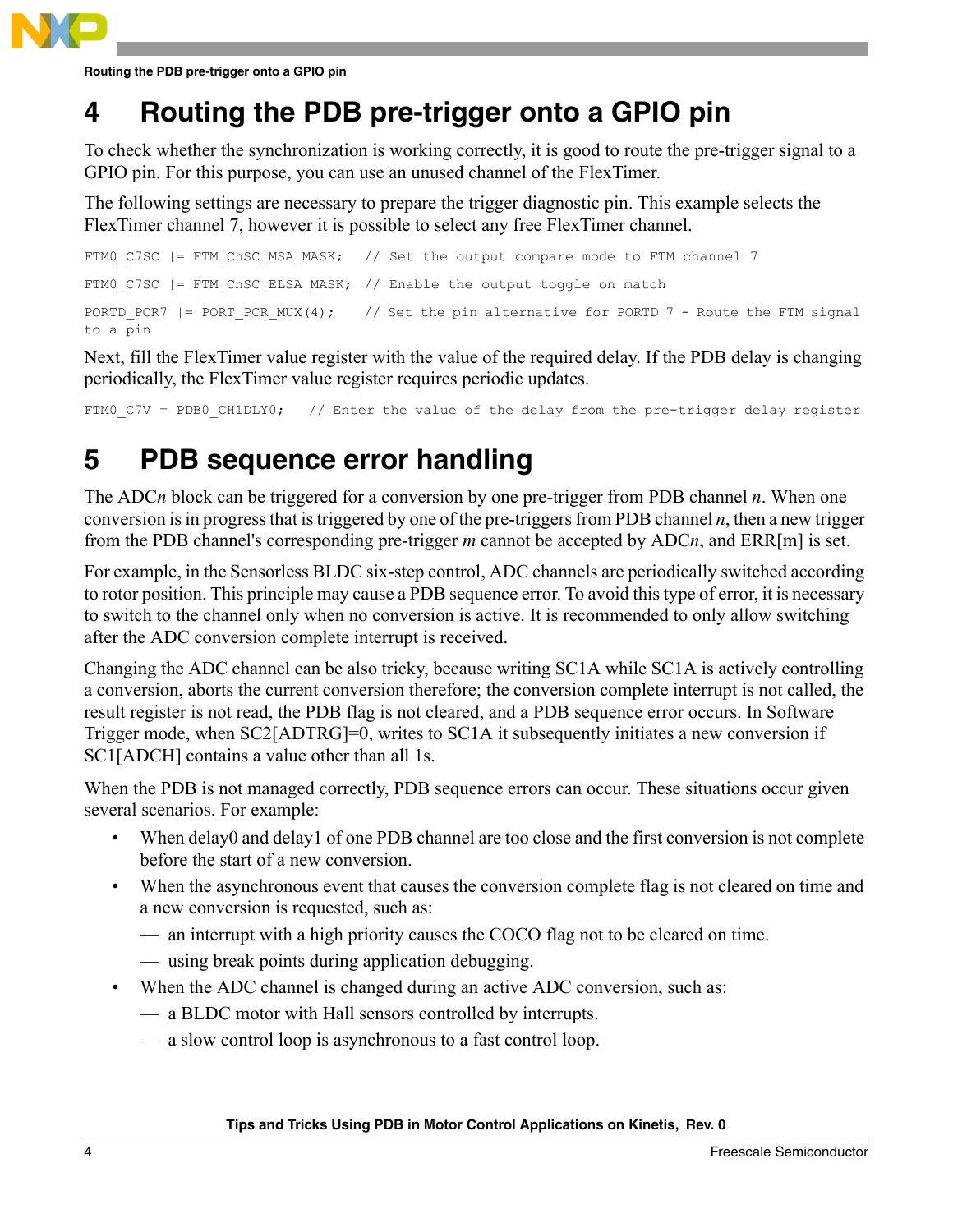# 4 Routing the PDB pre-trigger onto a GPIO pin

To check whether the synchronization is working correctly, it is good to route the pre-trigger signal to a GPIO pin. For this purpose, you can use an unused channel of the FlexTimer.

The following settings are necessary to prepare the trigger diagnostic pin. This example selects the FlexTimer channel 7, however it is possible to select any free FlexTimer channel.

```
FTM0_C7SC  |= FTM_CnSC_MSA_MASK;   // Set the output compare mode to FTM channel 7
FTM0_C7SC  |= FTM_CnSC_ELSA_MASK;  // Enable the output toggle on match
PORTD_PCR7 |= PORT_PCR_MUX(4);     // Set the pin alternative for PORTD 7 - Route the FTM signal
to a pin
```

Next, fill the FlexTimer value register with the value of the required delay. If the PDB delay is changing periodically, the FlexTimer value register requires periodic updates.

```
FTM0_C7V = PDB0_CH1DLY0;   // Enter the value of the delay from the pre-trigger delay register
```

# 5 PDB sequence error handling

The ADC*n* block can be triggered for a conversion by one pre-trigger from PDB channel *n*. When one conversion is in progress that is triggered by one of the pre-triggers from PDB channel *n*, then a new trigger from the PDB channel's corresponding pre-trigger *m* cannot be accepted by ADC*n*, and ERR[m] is set.

For example, in the Sensorless BLDC six-step control, ADC channels are periodically switched according to rotor position. This principle may cause a PDB sequence error. To avoid this type of error, it is necessary to switch to the channel only when no conversion is active. It is recommended to only allow switching after the ADC conversion complete interrupt is received.

Changing the ADC channel can be also tricky, because writing SC1A while SC1A is actively controlling a conversion, aborts the current conversion therefore; the conversion complete interrupt is not called, the result register is not read, the PDB flag is not cleared, and a PDB sequence error occurs. In Software Trigger mode, when SC2[ADTRG]=0, writes to SC1A it subsequently initiates a new conversion if SC1[ADCH] contains a value other than all 1s.

When the PDB is not managed correctly, PDB sequence errors can occur. These situations occur given several scenarios. For example:

- When delay0 and delay1 of one PDB channel are too close and the first conversion is not complete before the start of a new conversion.
- When the asynchronous event that causes the conversion complete flag is not cleared on time and a new conversion is requested, such as:
  - an interrupt with a high priority causes the COCO flag not to be cleared on time.
  - using break points during application debugging.
- When the ADC channel is changed during an active ADC conversion, such as:
  - a BLDC motor with Hall sensors controlled by interrupts.
  - a slow control loop is asynchronous to a fast control loop.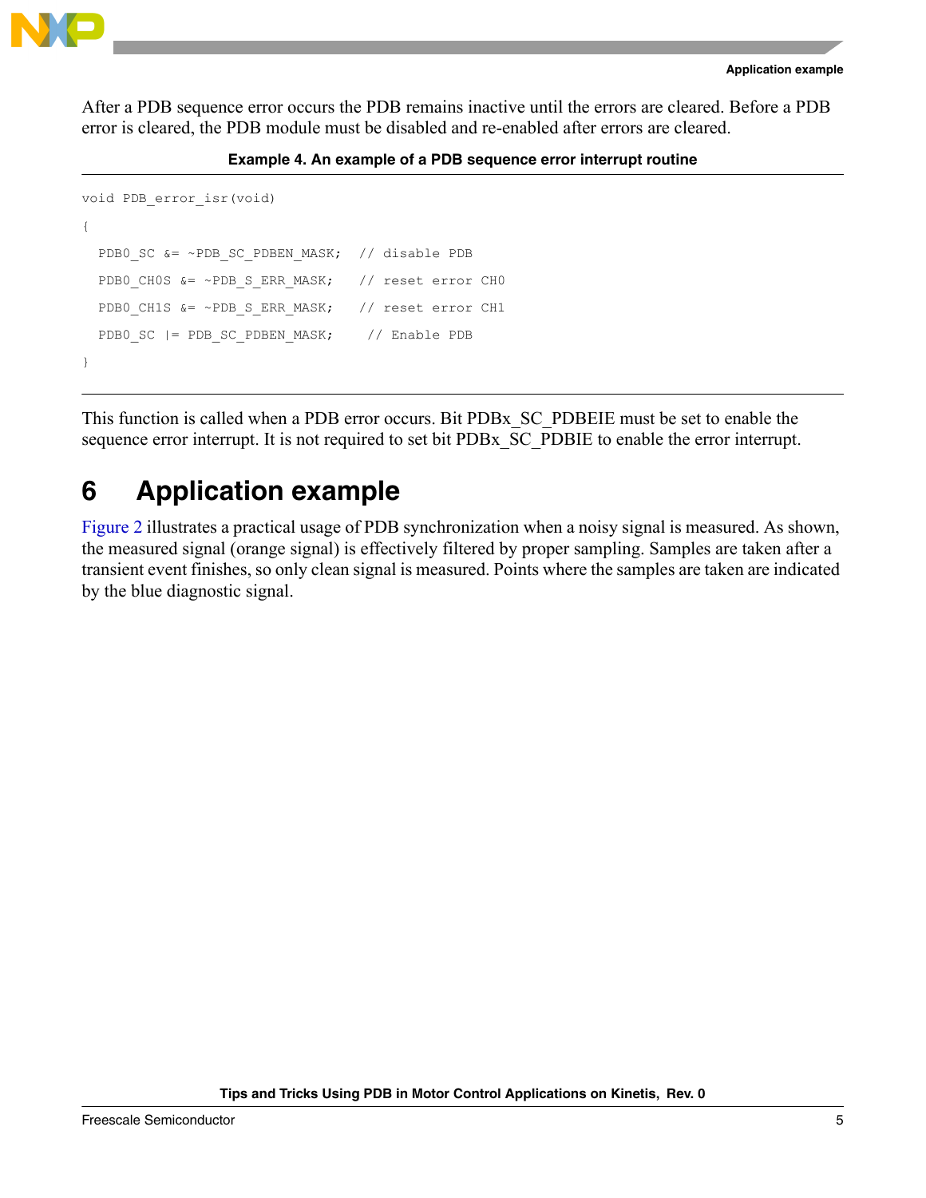After a PDB sequence error occurs the PDB remains inactive until the errors are cleared. Before a PDB error is cleared, the PDB module must be disabled and re-enabled after errors are cleared.

**Example 4. An example of a PDB sequence error interrupt routine**

```
void PDB_error_isr(void)
{
  PDB0_SC &= ~PDB_SC_PDBEN_MASK;  // disable PDB
  PDB0_CH0S &= ~PDB_S_ERR_MASK;   // reset error CH0
  PDB0_CH1S &= ~PDB_S_ERR_MASK;   // reset error CH1
  PDB0_SC |= PDB_SC_PDBEN_MASK;    // Enable PDB
}
```

This function is called when a PDB error occurs. Bit PDBx_SC_PDBEIE must be set to enable the sequence error interrupt. It is not required to set bit PDBx_SC_PDBIE to enable the error interrupt.

# 6 Application example

Figure 2 illustrates a practical usage of PDB synchronization when a noisy signal is measured. As shown, the measured signal (orange signal) is effectively filtered by proper sampling. Samples are taken after a transient event finishes, so only clean signal is measured. Points where the samples are taken are indicated by the blue diagnostic signal.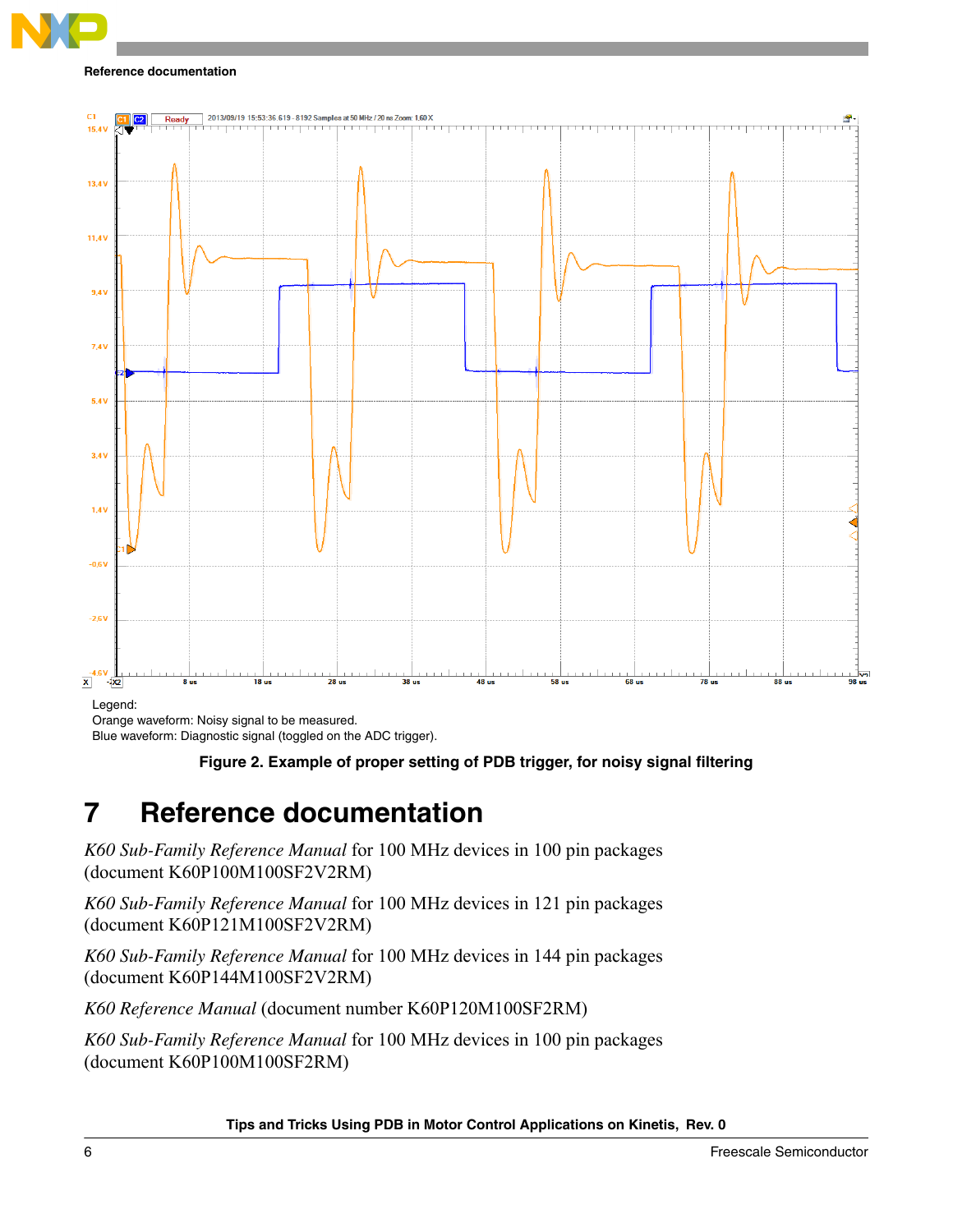Legend:
Orange waveform: Noisy signal to be measured.
Blue waveform: Diagnostic signal (toggled on the ADC trigger).

**Figure 2. Example of proper setting of PDB trigger, for noisy signal filtering**

# 7 Reference documentation

*K60 Sub-Family Reference Manual* for 100 MHz devices in 100 pin packages (document K60P100M100SF2V2RM)

*K60 Sub-Family Reference Manual* for 100 MHz devices in 121 pin packages (document K60P121M100SF2V2RM)

*K60 Sub-Family Reference Manual* for 100 MHz devices in 144 pin packages (document K60P144M100SF2V2RM)

*K60 Reference Manual* (document number K60P120M100SF2RM)

*K60 Sub-Family Reference Manual* for 100 MHz devices in 100 pin packages (document K60P100M100SF2RM)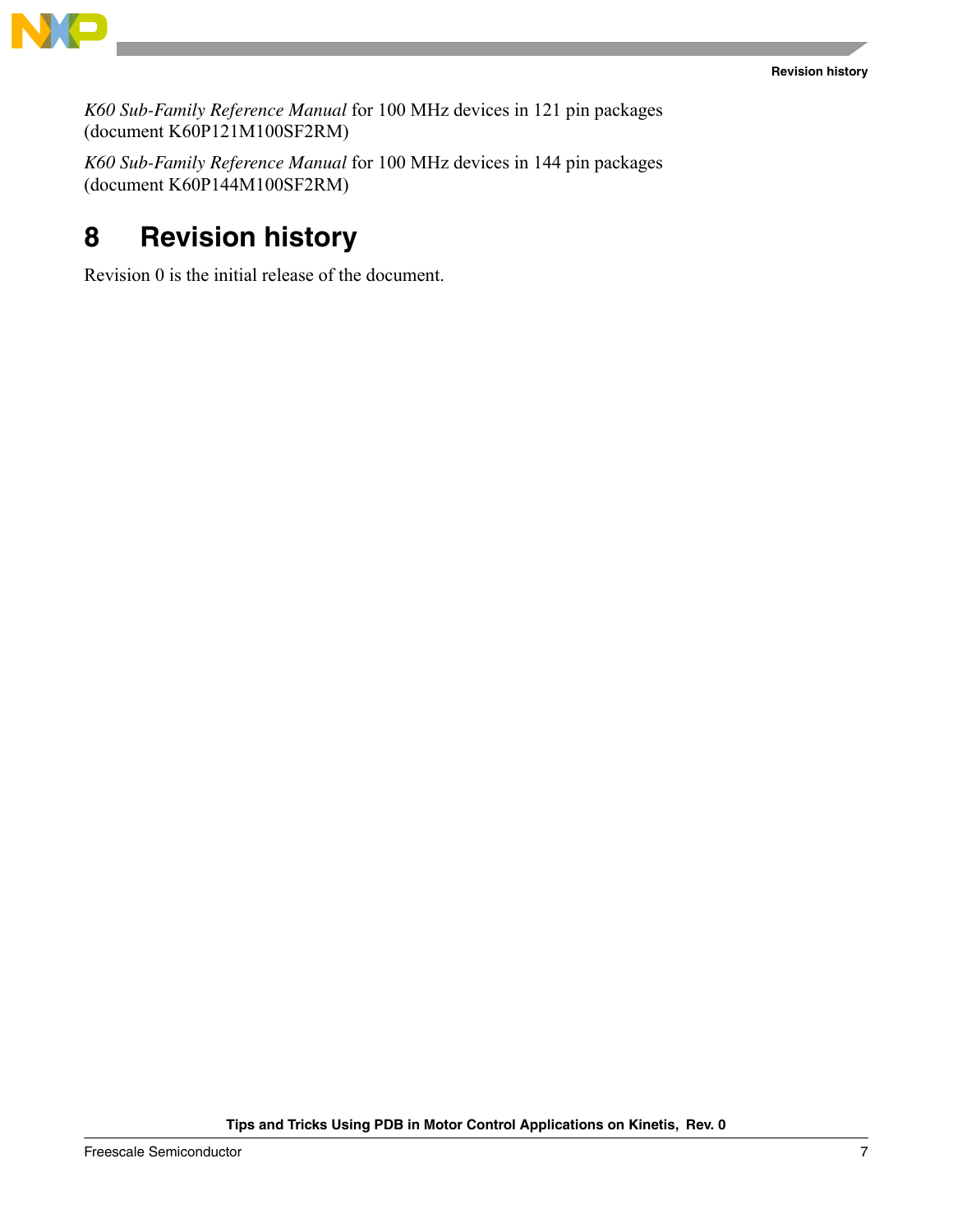*K60 Sub-Family Reference Manual* for 100 MHz devices in 121 pin packages (document K60P121M100SF2RM)

*K60 Sub-Family Reference Manual* for 100 MHz devices in 144 pin packages (document K60P144M100SF2RM)

# 8 Revision history

Revision 0 is the initial release of the document.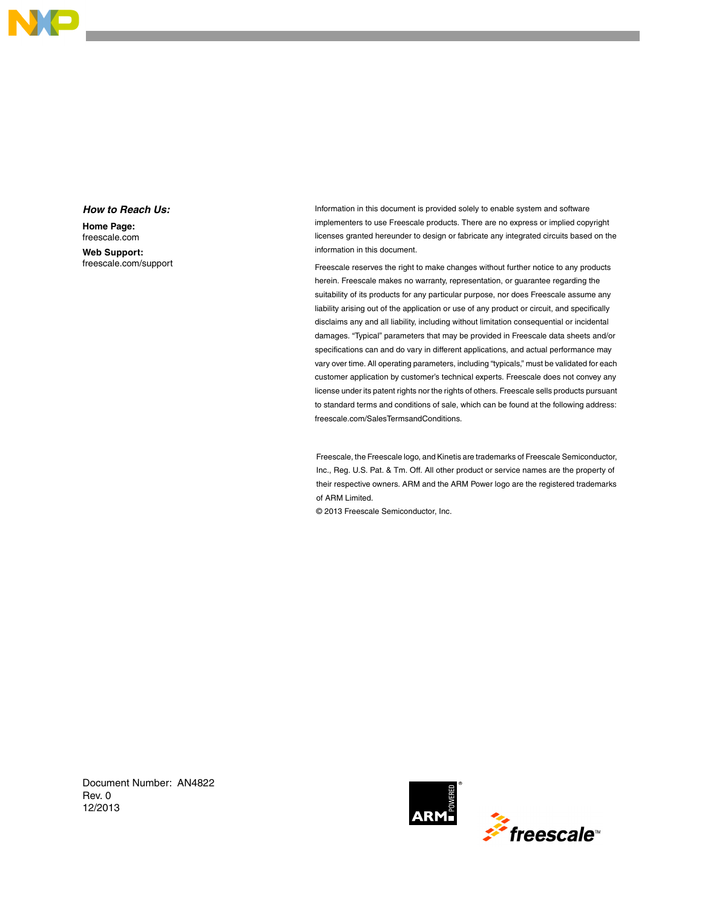*How to Reach Us:*

**Home Page:**
freescale.com

**Web Support:**
freescale.com/support

Information in this document is provided solely to enable system and software implementers to use Freescale products. There are no express or implied copyright licenses granted hereunder to design or fabricate any integrated circuits based on the information in this document.

Freescale reserves the right to make changes without further notice to any products herein. Freescale makes no warranty, representation, or guarantee regarding the suitability of its products for any particular purpose, nor does Freescale assume any liability arising out of the application or use of any product or circuit, and specifically disclaims any and all liability, including without limitation consequential or incidental damages. “Typical” parameters that may be provided in Freescale data sheets and/or specifications can and do vary in different applications, and actual performance may vary over time. All operating parameters, including “typicals,” must be validated for each customer application by customer's technical experts. Freescale does not convey any license under its patent rights nor the rights of others. Freescale sells products pursuant to standard terms and conditions of sale, which can be found at the following address: freescale.com/SalesTermsandConditions.

Freescale, the Freescale logo, and Kinetis are trademarks of Freescale Semiconductor, Inc., Reg. U.S. Pat. & Tm. Off. All other product or service names are the property of their respective owners. ARM and the ARM Power logo are the registered trademarks of ARM Limited.

© 2013 Freescale Semiconductor, Inc.

Document Number: AN4822
Rev. 0
12/2013